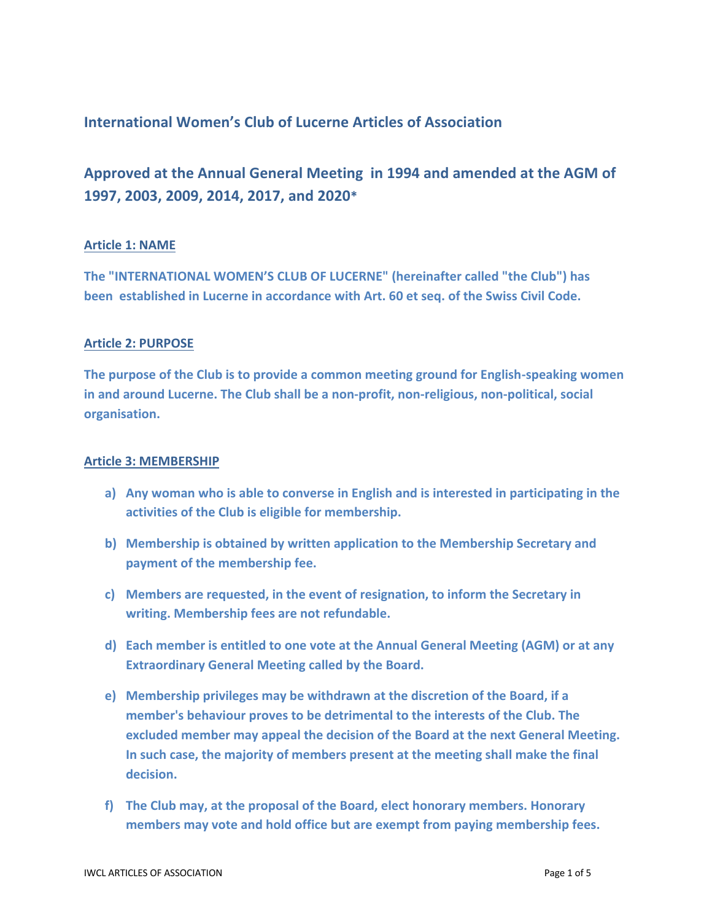## International Women's Club of Lucerne Articles of Association

## Approved at the Annual General Meeting in 1994 and amended at the AGM of 1997, 2003, 2009, 2014, 2017, and 2020*

### Article 1: NAME

**The "INTERNATIONAL WOMEN'S CLUB OF LUCERNE" (hereinafter called "the Club") has been established in Lucerne in accordance with Art. 60 et seq. of the Swiss Civil Code.**

### Article 2: PURPOSE

**The purpose of the Club is to provide a common meeting ground for English-speaking women in and around Lucerne. The Club shall be a non-profit, non-religious, non-political, social organisation.**

### Article 3: MEMBERSHIP

a) **Any woman who is able to converse in English and is interested in participating in the activities of the Club is eligible for membership.**

b) **Membership is obtained by written application to the Membership Secretary and payment of the membership fee.**

c) **Members are requested, in the event of resignation, to inform the Secretary in writing. Membership fees are not refundable.**

d) **Each member is entitled to one vote at the Annual General Meeting (AGM) or at any Extraordinary General Meeting called by the Board.**

e) **Membership privileges may be withdrawn at the discretion of the Board, if a member's behaviour proves to be detrimental to the interests of the Club. The excluded member may appeal the decision of the Board at the next General Meeting. In such case, the majority of members present at the meeting shall make the final decision.**

f) **The Club may, at the proposal of the Board, elect honorary members. Honorary members may vote and hold office but are exempt from paying membership fees.**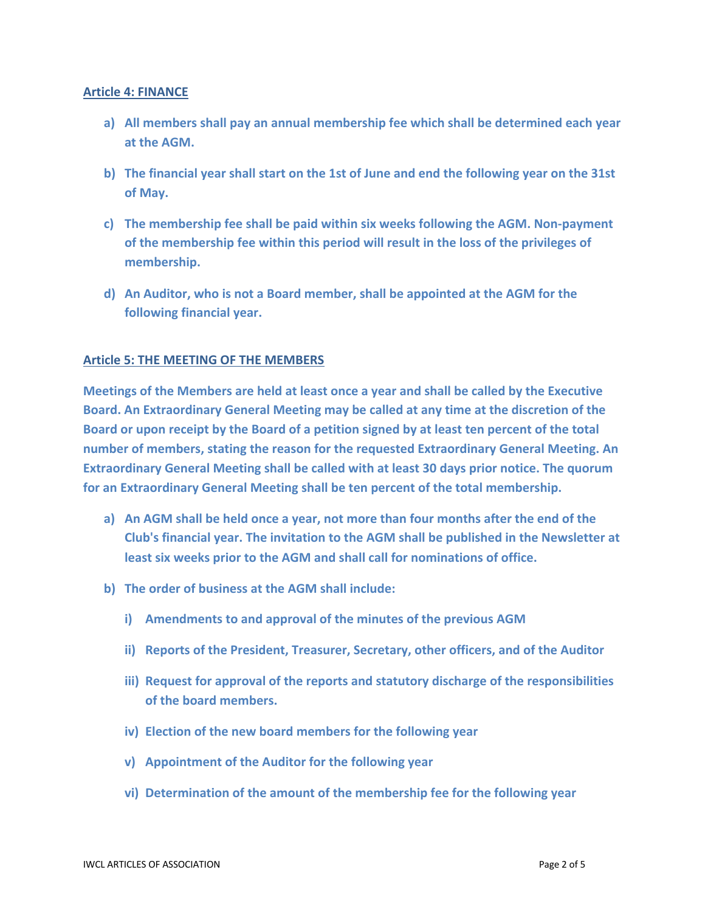## Article 4: FINANCE

a) All members shall pay an annual membership fee which shall be determined each year at the AGM.

b) The financial year shall start on the 1st of June and end the following year on the 31st of May.

c) The membership fee shall be paid within six weeks following the AGM. Non-payment of the membership fee within this period will result in the loss of the privileges of membership.

d) An Auditor, who is not a Board member, shall be appointed at the AGM for the following financial year.

## Article 5: THE MEETING OF THE MEMBERS

Meetings of the Members are held at least once a year and shall be called by the Executive Board. An Extraordinary General Meeting may be called at any time at the discretion of the Board or upon receipt by the Board of a petition signed by at least ten percent of the total number of members, stating the reason for the requested Extraordinary General Meeting. An Extraordinary General Meeting shall be called with at least 30 days prior notice. The quorum for an Extraordinary General Meeting shall be ten percent of the total membership.

a) An AGM shall be held once a year, not more than four months after the end of the Club's financial year. The invitation to the AGM shall be published in the Newsletter at least six weeks prior to the AGM and shall call for nominations of office.

b) The order of business at the AGM shall include:

   i) Amendments to and approval of the minutes of the previous AGM

   ii) Reports of the President, Treasurer, Secretary, other officers, and of the Auditor

   iii) Request for approval of the reports and statutory discharge of the responsibilities of the board members.

   iv) Election of the new board members for the following year

   v) Appointment of the Auditor for the following year

   vi) Determination of the amount of the membership fee for the following year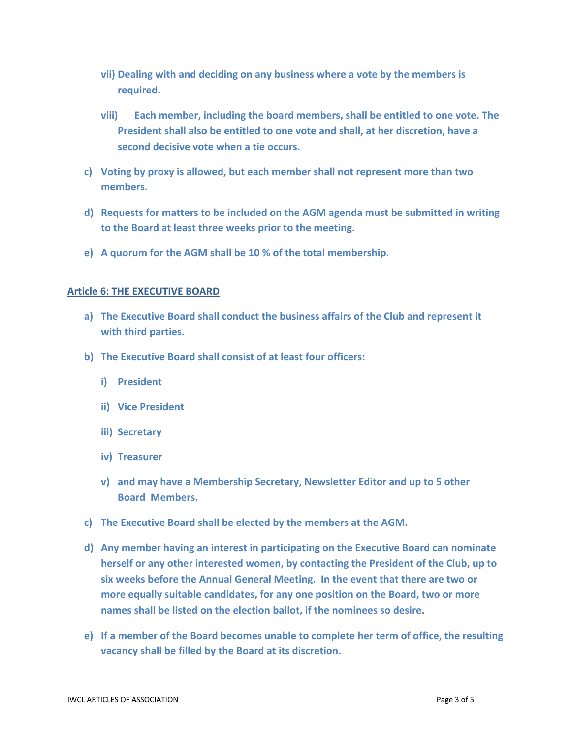vii) **Dealing with and deciding on any business where a vote by the members is required.**

viii) **Each member, including the board members, shall be entitled to one vote. The President shall also be entitled to one vote and shall, at her discretion, have a second decisive vote when a tie occurs.**

c) **Voting by proxy is allowed, but each member shall not represent more than two members.**

d) **Requests for matters to be included on the AGM agenda must be submitted in writing to the Board at least three weeks prior to the meeting.**

e) **A quorum for the AGM shall be 10 % of the total membership.**

## **Article 6: THE EXECUTIVE BOARD**

a) **The Executive Board shall conduct the business affairs of the Club and represent it with third parties.**

b) **The Executive Board shall consist of at least four officers:**

i) **President**

ii) **Vice President**

iii) **Secretary**

iv) **Treasurer**

v) **and may have a Membership Secretary, Newsletter Editor and up to 5 other Board Members.**

c) **The Executive Board shall be elected by the members at the AGM.**

d) **Any member having an interest in participating on the Executive Board can nominate herself or any other interested women, by contacting the President of the Club, up to six weeks before the Annual General Meeting. In the event that there are two or more equally suitable candidates, for any one position on the Board, two or more names shall be listed on the election ballot, if the nominees so desire.**

e) **If a member of the Board becomes unable to complete her term of office, the resulting vacancy shall be filled by the Board at its discretion.**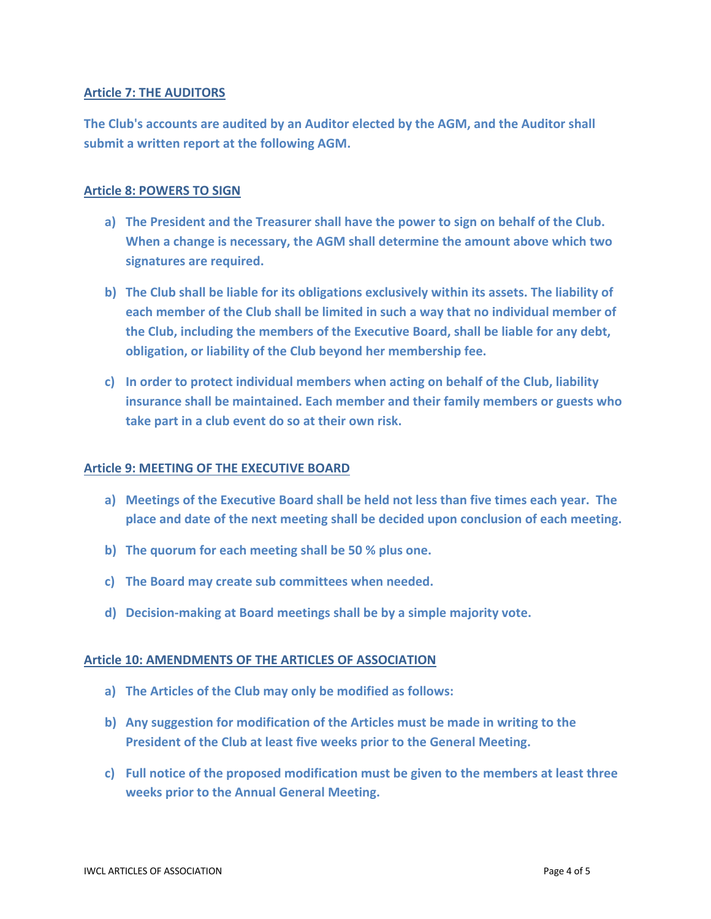### Article 7: THE AUDITORS

**The Club's accounts are audited by an Auditor elected by the AGM, and the Auditor shall submit a written report at the following AGM.**

### Article 8: POWERS TO SIGN

a) **The President and the Treasurer shall have the power to sign on behalf of the Club. When a change is necessary, the AGM shall determine the amount above which two signatures are required.**

b) **The Club shall be liable for its obligations exclusively within its assets. The liability of each member of the Club shall be limited in such a way that no individual member of the Club, including the members of the Executive Board, shall be liable for any debt, obligation, or liability of the Club beyond her membership fee.**

c) **In order to protect individual members when acting on behalf of the Club, liability insurance shall be maintained. Each member and their family members or guests who take part in a club event do so at their own risk.**

### Article 9: MEETING OF THE EXECUTIVE BOARD

a) **Meetings of the Executive Board shall be held not less than five times each year. The place and date of the next meeting shall be decided upon conclusion of each meeting.**

b) **The quorum for each meeting shall be 50 % plus one.**

c) **The Board may create sub committees when needed.**

d) **Decision-making at Board meetings shall be by a simple majority vote.**

### Article 10: AMENDMENTS OF THE ARTICLES OF ASSOCIATION

a) **The Articles of the Club may only be modified as follows:**

b) **Any suggestion for modification of the Articles must be made in writing to the President of the Club at least five weeks prior to the General Meeting.**

c) **Full notice of the proposed modification must be given to the members at least three weeks prior to the Annual General Meeting.**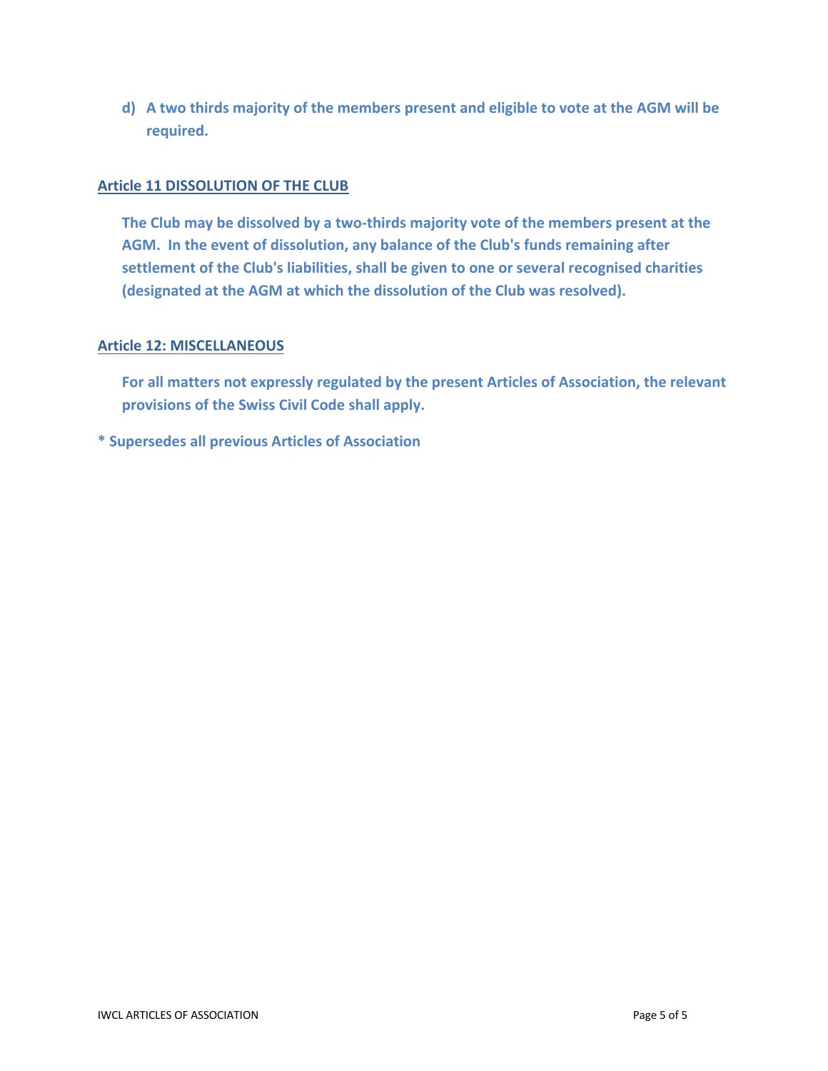d) **A two thirds majority of the members present and eligible to vote at the AGM will be required.**

## Article 11 DISSOLUTION OF THE CLUB

**The Club may be dissolved by a two-thirds majority vote of the members present at the AGM. In the event of dissolution, any balance of the Club's funds remaining after settlement of the Club's liabilities, shall be given to one or several recognised charities (designated at the AGM at which the dissolution of the Club was resolved).**

## Article 12: MISCELLANEOUS

**For all matters not expressly regulated by the present Articles of Association, the relevant provisions of the Swiss Civil Code shall apply.**

**\* Supersedes all previous Articles of Association**